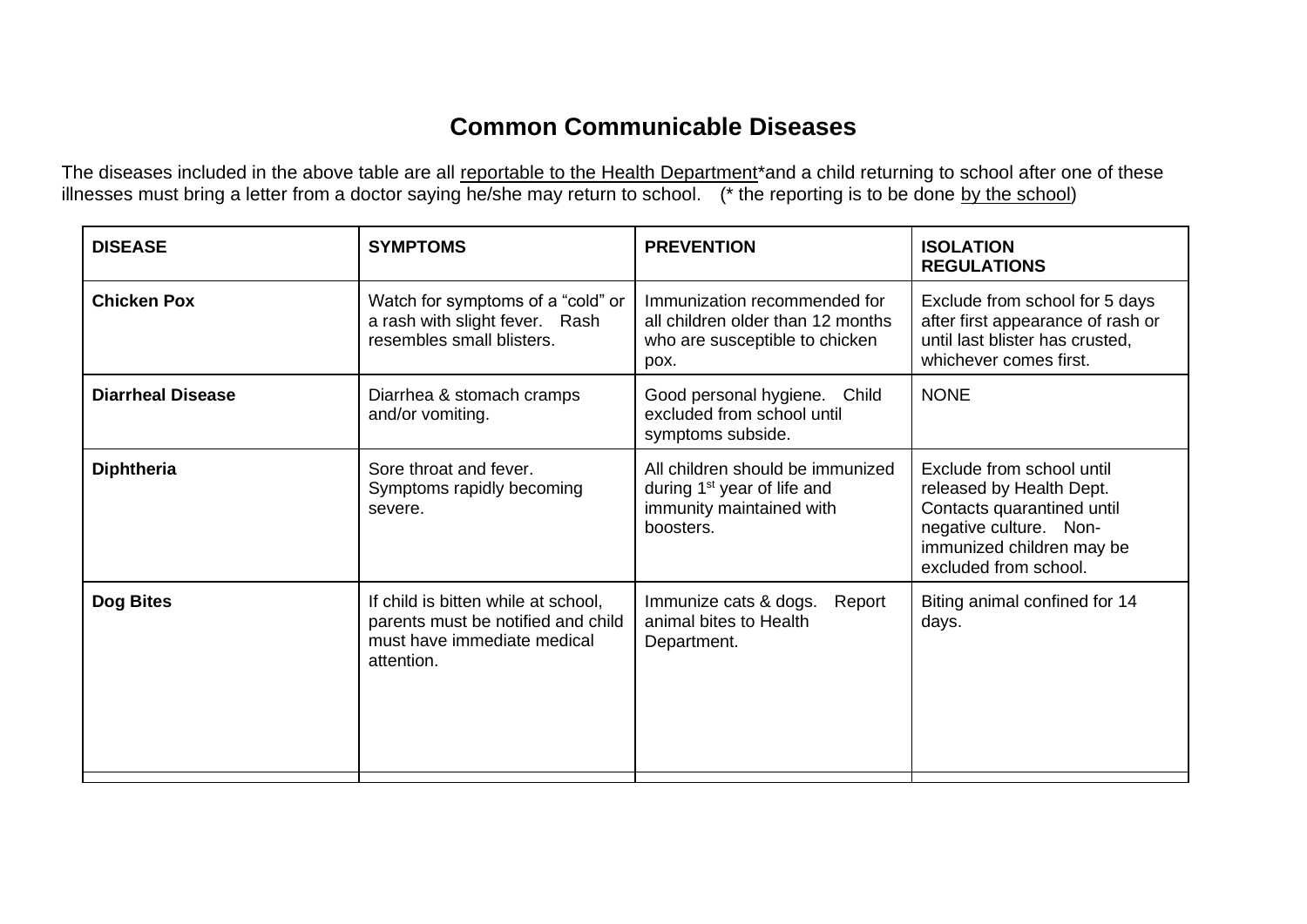# Common Communicable Diseases

The diseases included in the above table are all reportable to the Health Department*and a child returning to school after one of these illnesses must bring a letter from a doctor saying he/she may return to school. (* the reporting is to be done by the school)

| DISEASE | SYMPTOMS | PREVENTION | ISOLATION REGULATIONS |
|---|---|---|---|
| **Chicken Pox** | Watch for symptoms of a "cold" or a rash with slight fever. Rash resembles small blisters. | Immunization recommended for all children older than 12 months who are susceptible to chicken pox. | Exclude from school for 5 days after first appearance of rash or until last blister has crusted, whichever comes first. |
| **Diarrheal Disease** | Diarrhea & stomach cramps and/or vomiting. | Good personal hygiene. Child excluded from school until symptoms subside. | NONE |
| **Diphtheria** | Sore throat and fever. Symptoms rapidly becoming severe. | All children should be immunized during 1st year of life and immunity maintained with boosters. | Exclude from school until released by Health Dept. Contacts quarantined until negative culture. Non-immunized children may be excluded from school. |
| **Dog Bites** | If child is bitten while at school, parents must be notified and child must have immediate medical attention. | Immunize cats & dogs. Report animal bites to Health Department. | Biting animal confined for 14 days. |
| | | | |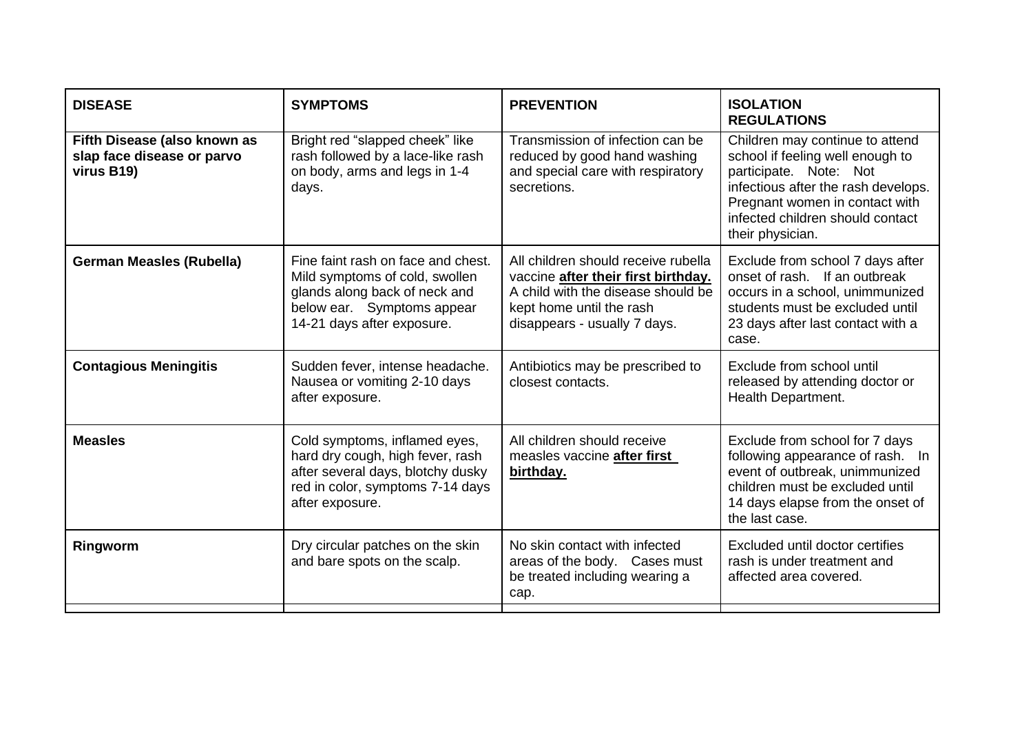| DISEASE | SYMPTOMS | PREVENTION | ISOLATION REGULATIONS |
|---|---|---|---|
| **Fifth Disease (also known as slap face disease or parvo virus B19)** | Bright red "slapped cheek" like rash followed by a lace-like rash on body, arms and legs in 1-4 days. | Transmission of infection can be reduced by good hand washing and special care with respiratory secretions. | Children may continue to attend school if feeling well enough to participate. Note: Not infectious after the rash develops. Pregnant women in contact with infected children should contact their physician. |
| **German Measles (Rubella)** | Fine faint rash on face and chest. Mild symptoms of cold, swollen glands along back of neck and below ear. Symptoms appear 14-21 days after exposure. | All children should receive rubella vaccine **after their first birthday.** A child with the disease should be kept home until the rash disappears - usually 7 days. | Exclude from school 7 days after onset of rash. If an outbreak occurs in a school, unimmunized students must be excluded until 23 days after last contact with a case. |
| **Contagious Meningitis** | Sudden fever, intense headache. Nausea or vomiting 2-10 days after exposure. | Antibiotics may be prescribed to closest contacts. | Exclude from school until released by attending doctor or Health Department. |
| **Measles** | Cold symptoms, inflamed eyes, hard dry cough, high fever, rash after several days, blotchy dusky red in color, symptoms 7-14 days after exposure. | All children should receive measles vaccine **after first birthday.** | Exclude from school for 7 days following appearance of rash. In event of outbreak, unimmunized children must be excluded until 14 days elapse from the onset of the last case. |
| **Ringworm** | Dry circular patches on the skin and bare spots on the scalp. | No skin contact with infected areas of the body. Cases must be treated including wearing a cap. | Excluded until doctor certifies rash is under treatment and affected area covered. |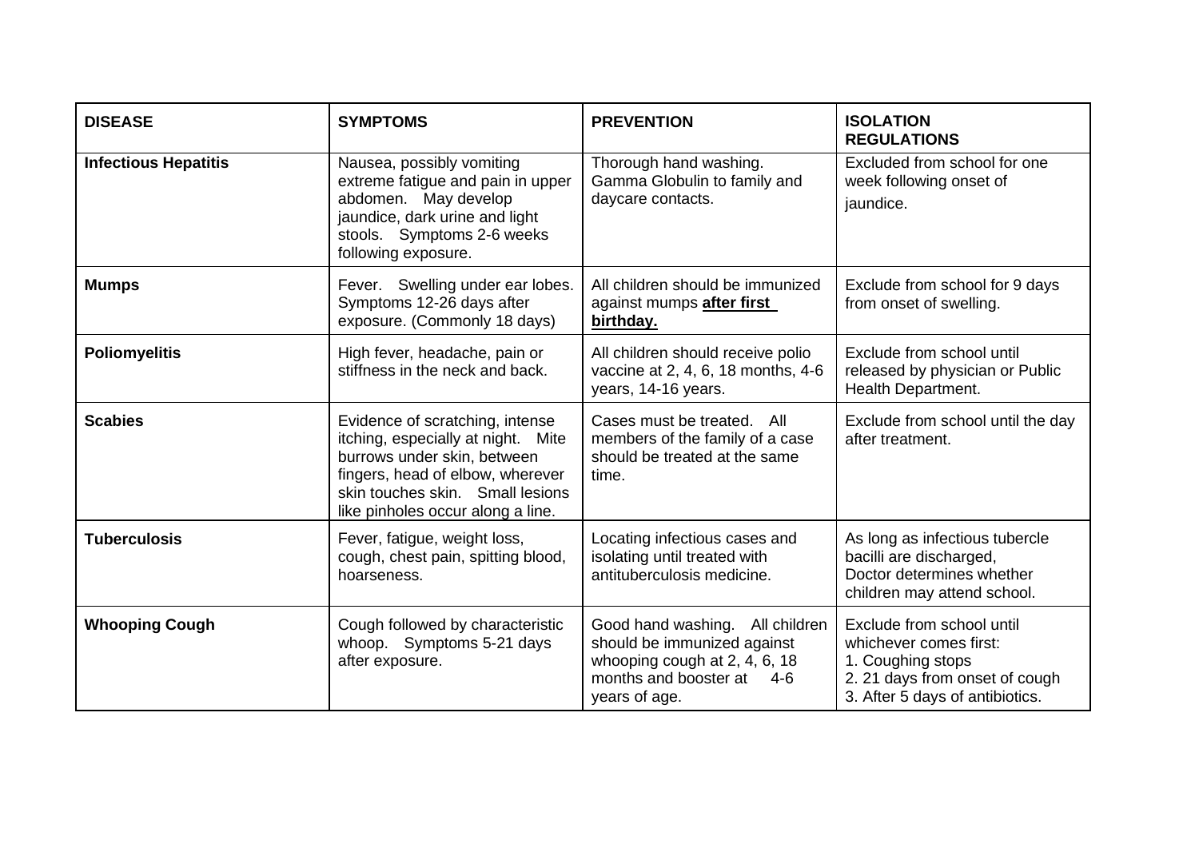| **DISEASE** | **SYMPTOMS** | **PREVENTION** | **ISOLATION REGULATIONS** |
|---|---|---|---|
| **Infectious Hepatitis** | Nausea, possibly vomiting extreme fatigue and pain in upper abdomen. May develop jaundice, dark urine and light stools. Symptoms 2-6 weeks following exposure. | Thorough hand washing. Gamma Globulin to family and daycare contacts. | Excluded from school for one week following onset of jaundice. |
| **Mumps** | Fever. Swelling under ear lobes. Symptoms 12-26 days after exposure. (Commonly 18 days) | All children should be immunized against mumps **after first birthday.** | Exclude from school for 9 days from onset of swelling. |
| **Poliomyelitis** | High fever, headache, pain or stiffness in the neck and back. | All children should receive polio vaccine at 2, 4, 6, 18 months, 4-6 years, 14-16 years. | Exclude from school until released by physician or Public Health Department. |
| **Scabies** | Evidence of scratching, intense itching, especially at night. Mite burrows under skin, between fingers, head of elbow, wherever skin touches skin. Small lesions like pinholes occur along a line. | Cases must be treated. All members of the family of a case should be treated at the same time. | Exclude from school until the day after treatment. |
| **Tuberculosis** | Fever, fatigue, weight loss, cough, chest pain, spitting blood, hoarseness. | Locating infectious cases and isolating until treated with antituberculosis medicine. | As long as infectious tubercle bacilli are discharged, Doctor determines whether children may attend school. |
| **Whooping Cough** | Cough followed by characteristic whoop. Symptoms 5-21 days after exposure. | Good hand washing. All children should be immunized against whooping cough at 2, 4, 6, 18 months and booster at 4-6 years of age. | Exclude from school until whichever comes first:<br>1. Coughing stops<br>2. 21 days from onset of cough<br>3. After 5 days of antibiotics. |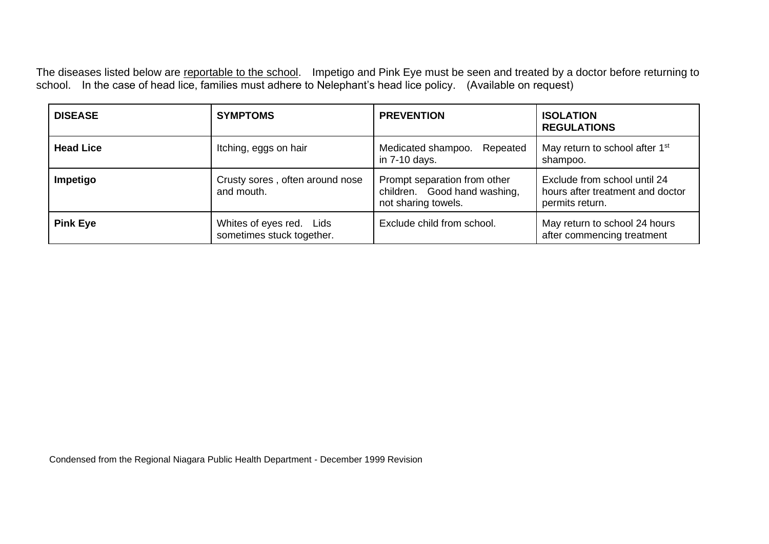The diseases listed below are reportable to the school. Impetigo and Pink Eye must be seen and treated by a doctor before returning to school. In the case of head lice, families must adhere to Nelephant's head lice policy. (Available on request)

| DISEASE | SYMPTOMS | PREVENTION | ISOLATION REGULATIONS |
|---|---|---|---|
| **Head Lice** | Itching, eggs on hair | Medicated shampoo. Repeated in 7-10 days. | May return to school after 1st shampoo. |
| **Impetigo** | Crusty sores , often around nose and mouth. | Prompt separation from other children. Good hand washing, not sharing towels. | Exclude from school until 24 hours after treatment and doctor permits return. |
| **Pink Eye** | Whites of eyes red. Lids sometimes stuck together. | Exclude child from school. | May return to school 24 hours after commencing treatment |

Condensed from the Regional Niagara Public Health Department - December 1999 Revision